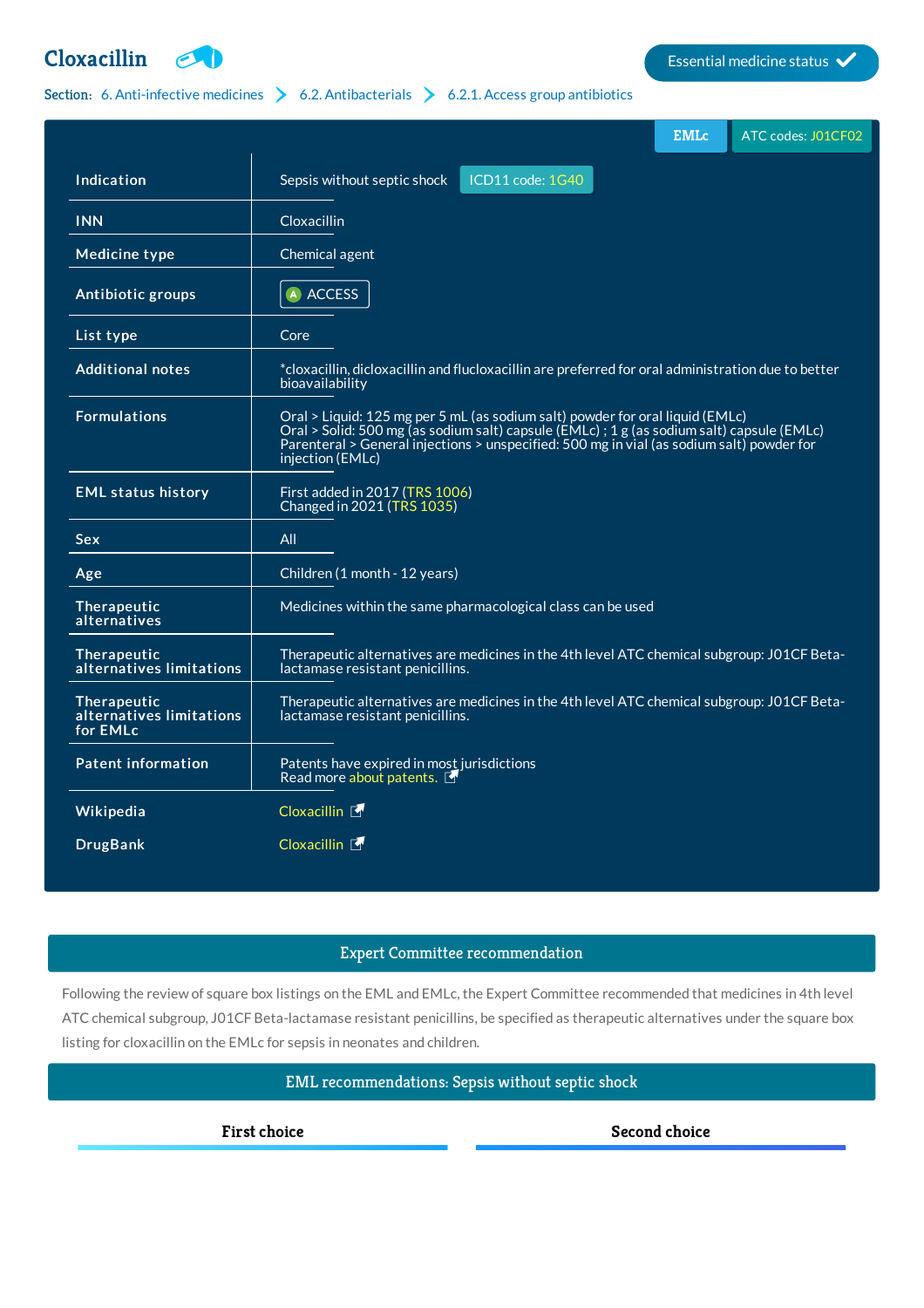# Cloxacillin

Essential medicine status ✓

Section: 6. Anti-infective medicines > 6.2. Antibacterials > 6.2.1. Access group antibiotics

EMLc | ATC codes: J01CF02

| | |
|---|---|
| **Indication** | Sepsis without septic shock ICD11 code: 1G40 |
| **INN** | Cloxacillin |
| **Medicine type** | Chemical agent |
| **Antibiotic groups** | A ACCESS |
| **List type** | Core |
| **Additional notes** | *cloxacillin, dicloxacillin and flucloxacillin are preferred for oral administration due to better bioavailability |
| **Formulations** | Oral > Liquid: 125 mg per 5 mL (as sodium salt) powder for oral liquid (EMLc)<br>Oral > Solid: 500 mg (as sodium salt) capsule (EMLc) ; 1 g (as sodium salt) capsule (EMLc)<br>Parenteral > General injections > unspecified: 500 mg in vial (as sodium salt) powder for injection (EMLc) |
| **EML status history** | First added in 2017 (TRS 1006)<br>Changed in 2021 (TRS 1035) |
| **Sex** | All |
| **Age** | Children (1 month - 12 years) |
| **Therapeutic alternatives** | Medicines within the same pharmacological class can be used |
| **Therapeutic alternatives limitations** | Therapeutic alternatives are medicines in the 4th level ATC chemical subgroup: J01CF Beta-lactamase resistant penicillins. |
| **Therapeutic alternatives limitations for EMLc** | Therapeutic alternatives are medicines in the 4th level ATC chemical subgroup: J01CF Beta-lactamase resistant penicillins. |
| **Patent information** | Patents have expired in most jurisdictions<br>Read more about patents. |
| **Wikipedia** | Cloxacillin |
| **DrugBank** | Cloxacillin |

## Expert Committee recommendation

Following the review of square box listings on the EML and EMLc, the Expert Committee recommended that medicines in 4th level ATC chemical subgroup, J01CF Beta-lactamase resistant penicillins, be specified as therapeutic alternatives under the square box listing for cloxacillin on the EMLc for sepsis in neonates and children.

## EML recommendations: Sepsis without septic shock

| First choice | Second choice |
|---|---|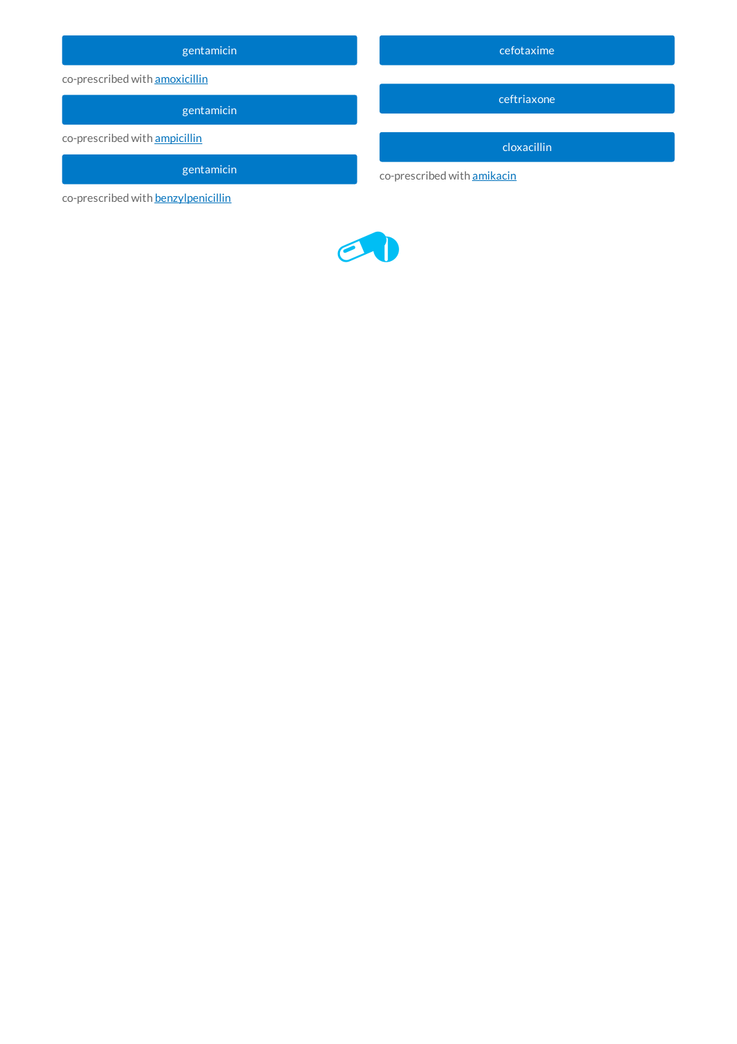gentamicin

co-prescribed with amoxicillin

gentamicin

co-prescribed with ampicillin

gentamicin

co-prescribed with benzylpenicillin

cefotaxime

ceftriaxone

cloxacillin

co-prescribed with amikacin